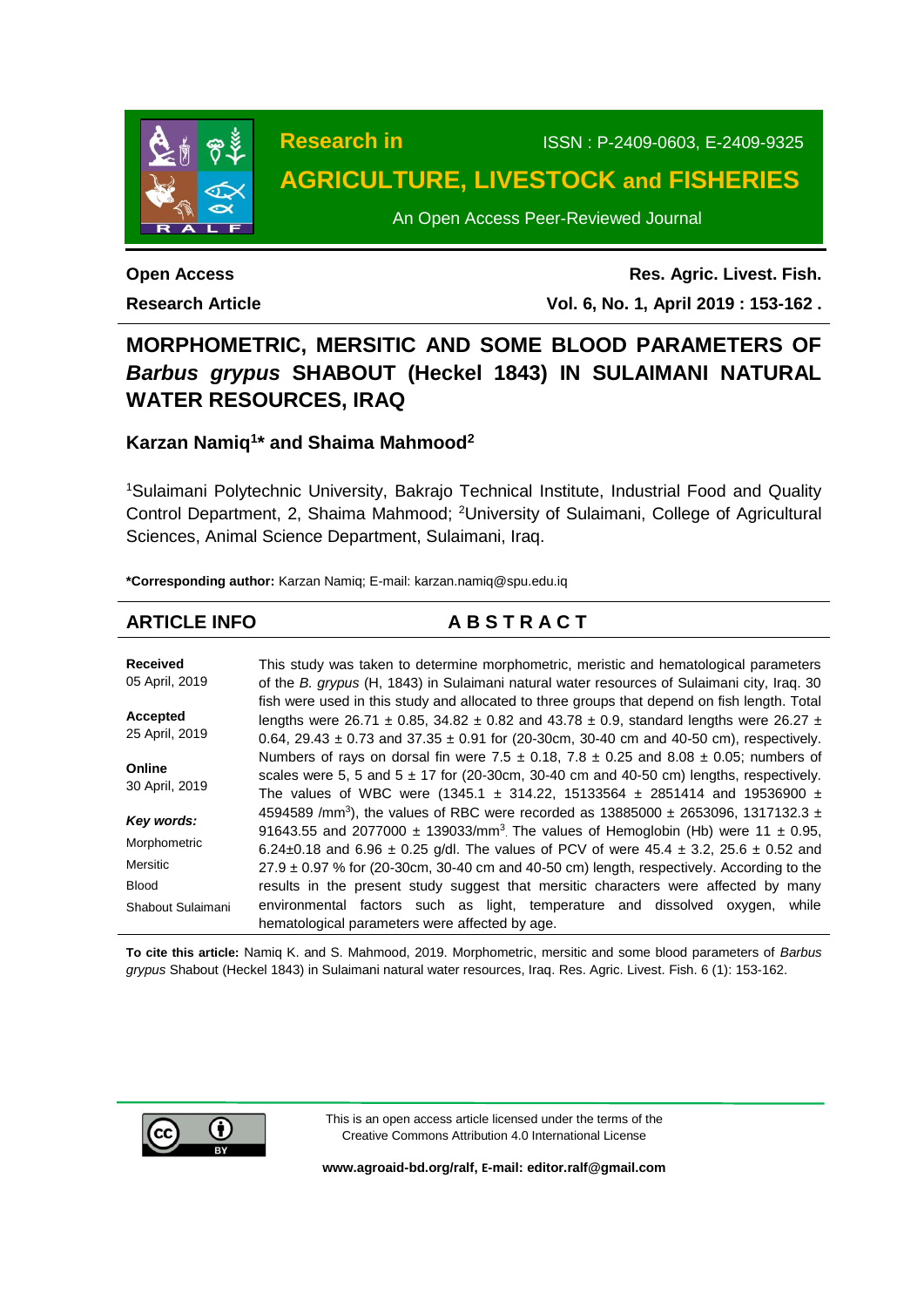Research in

# AGRICULTURE, LIVESTOCK and FISHERIES

An Open Access Peer-Reviewed Journal

ISSN : P-2409-0603, E-2409-9325

**Open Access**

**Research Article**

**Res. Agric. Livest. Fish.**

**Vol. 6, No. 1, April 2019 : 153-162 .**

# MORPHOMETRIC, MERSITIC AND SOME BLOOD PARAMETERS OF *Barbus grypus* SHABOUT (Heckel 1843) IN SULAIMANI NATURAL WATER RESOURCES, IRAQ

**Karzan Namiq[1]\* and Shaima Mahmood[2]**

[1]Sulaimani Polytechnic University, Bakrajo Technical Institute, Industrial Food and Quality Control Department, 2, Shaima Mahmood; [2]University of Sulaimani, College of Agricultural Sciences, Animal Science Department, Sulaimani, Iraq.

**\*Corresponding author:** Karzan Namiq; E-mail: karzan.namiq@spu.edu.iq

## ARTICLE INFO

**Received**
05 April, 2019

**Accepted**
25 April, 2019

**Online**
30 April, 2019

***Key words:***
Morphometric
Mersitic
Blood
Shabout Sulaimani

## ABSTRACT

This study was taken to determine morphometric, meristic and hematological parameters of the *B. grypus* (H, 1843) in Sulaimani natural water resources of Sulaimani city, Iraq. 30 fish were used in this study and allocated to three groups that depend on fish length. Total lengths were 26.71 ± 0.85, 34.82 ± 0.82 and 43.78 ± 0.9, standard lengths were 26.27 ± 0.64, 29.43 ± 0.73 and 37.35 ± 0.91 for (20-30cm, 30-40 cm and 40-50 cm), respectively. Numbers of rays on dorsal fin were 7.5 ± 0.18, 7.8 ± 0.25 and 8.08 ± 0.05; numbers of scales were 5, 5 and 5 ± 17 for (20-30cm, 30-40 cm and 40-50 cm) lengths, respectively. The values of WBC were (1345.1 ± 314.22, 15133564 ± 2851414 and 19536900 ± 4594589 /mm$^3$), the values of RBC were recorded as 13885000 ± 2653096, 1317132.3 ± 91643.55 and 2077000 ± 139033/mm$^3$. The values of Hemoglobin (Hb) were 11 ± 0.95, 6.24±0.18 and 6.96 ± 0.25 g/dl. The values of PCV of were 45.4 ± 3.2, 25.6 ± 0.52 and 27.9 ± 0.97 % for (20-30cm, 30-40 cm and 40-50 cm) length, respectively. According to the results in the present study suggest that mersitic characters were affected by many environmental factors such as light, temperature and dissolved oxygen, while hematological parameters were affected by age.

**To cite this article:** Namiq K. and S. Mahmood, 2019. Morphometric, mersitic and some blood parameters of *Barbus grypus* Shabout (Heckel 1843) in Sulaimani natural water resources, Iraq. Res. Agric. Livest. Fish. 6 (1): 153-162.

This is an open access article licensed under the terms of the Creative Commons Attribution 4.0 International License

**www.agroaid-bd.org/ralf, E-mail: editor.ralf@gmail.com**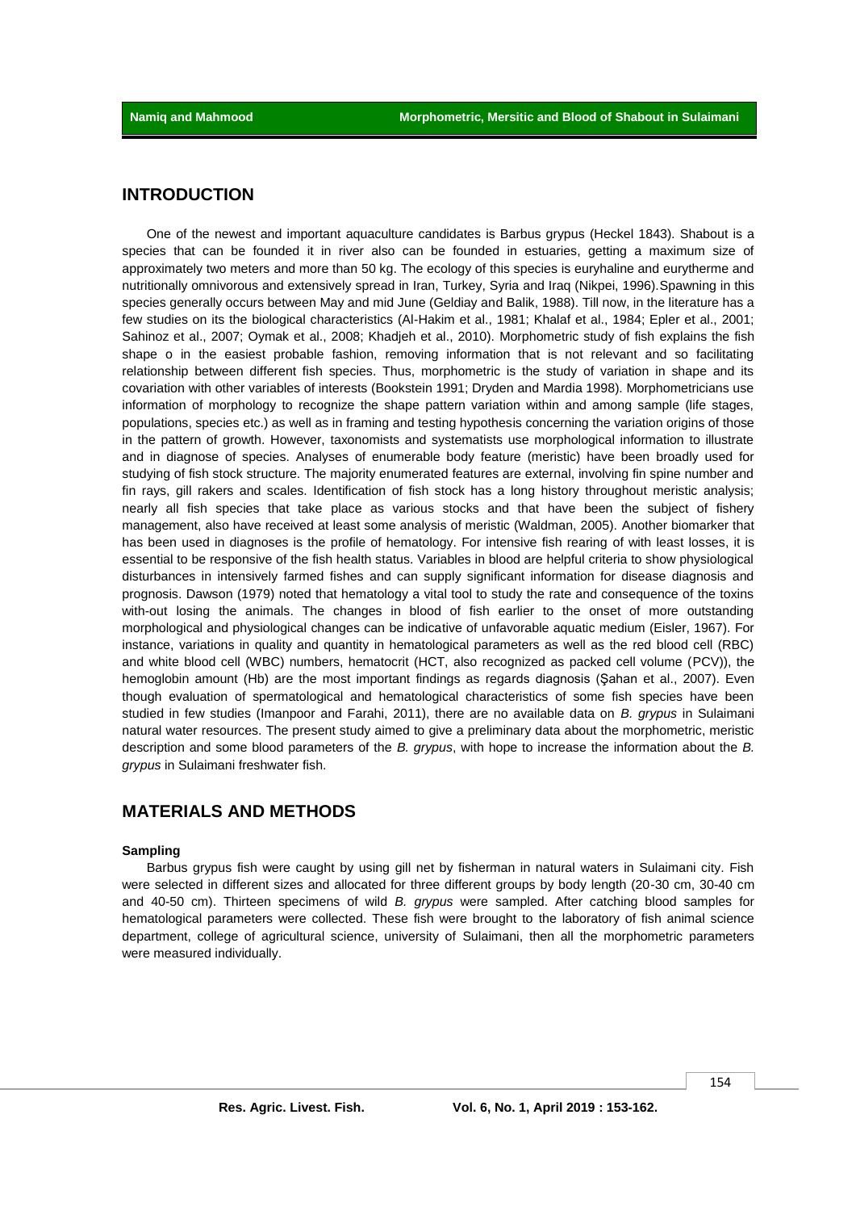## INTRODUCTION

One of the newest and important aquaculture candidates is Barbus grypus (Heckel 1843). Shabout is a species that can be founded it in river also can be founded in estuaries, getting a maximum size of approximately two meters and more than 50 kg. The ecology of this species is euryhaline and eurytherme and nutritionally omnivorous and extensively spread in Iran, Turkey, Syria and Iraq (Nikpei, 1996).Spawning in this species generally occurs between May and mid June (Geldiay and Balik, 1988). Till now, in the literature has a few studies on its the biological characteristics (Al-Hakim et al., 1981; Khalaf et al., 1984; Epler et al., 2001; Sahinoz et al., 2007; Oymak et al., 2008; Khadjeh et al., 2010). Morphometric study of fish explains the fish shape o in the easiest probable fashion, removing information that is not relevant and so facilitating relationship between different fish species. Thus, morphometric is the study of variation in shape and its covariation with other variables of interests (Bookstein 1991; Dryden and Mardia 1998). Morphometricians use information of morphology to recognize the shape pattern variation within and among sample (life stages, populations, species etc.) as well as in framing and testing hypothesis concerning the variation origins of those in the pattern of growth. However, taxonomists and systematists use morphological information to illustrate and in diagnose of species. Analyses of enumerable body feature (meristic) have been broadly used for studying of fish stock structure. The majority enumerated features are external, involving fin spine number and fin rays, gill rakers and scales. Identification of fish stock has a long history throughout meristic analysis; nearly all fish species that take place as various stocks and that have been the subject of fishery management, also have received at least some analysis of meristic (Waldman, 2005). Another biomarker that has been used in diagnoses is the profile of hematology. For intensive fish rearing of with least losses, it is essential to be responsive of the fish health status. Variables in blood are helpful criteria to show physiological disturbances in intensively farmed fishes and can supply significant information for disease diagnosis and prognosis. Dawson (1979) noted that hematology a vital tool to study the rate and consequence of the toxins with-out losing the animals. The changes in blood of fish earlier to the onset of more outstanding morphological and physiological changes can be indicative of unfavorable aquatic medium (Eisler, 1967). For instance, variations in quality and quantity in hematological parameters as well as the red blood cell (RBC) and white blood cell (WBC) numbers, hematocrit (HCT, also recognized as packed cell volume (PCV)), the hemoglobin amount (Hb) are the most important findings as regards diagnosis (Şahan et al., 2007). Even though evaluation of spermatological and hematological characteristics of some fish species have been studied in few studies (Imanpoor and Farahi, 2011), there are no available data on *B. grypus* in Sulaimani natural water resources. The present study aimed to give a preliminary data about the morphometric, meristic description and some blood parameters of the *B. grypus*, with hope to increase the information about the *B. grypus* in Sulaimani freshwater fish.

## MATERIALS AND METHODS

### Sampling

Barbus grypus fish were caught by using gill net by fisherman in natural waters in Sulaimani city. Fish were selected in different sizes and allocated for three different groups by body length (20-30 cm, 30-40 cm and 40-50 cm). Thirteen specimens of wild *B. grypus* were sampled. After catching blood samples for hematological parameters were collected. These fish were brought to the laboratory of fish animal science department, college of agricultural science, university of Sulaimani, then all the morphometric parameters were measured individually.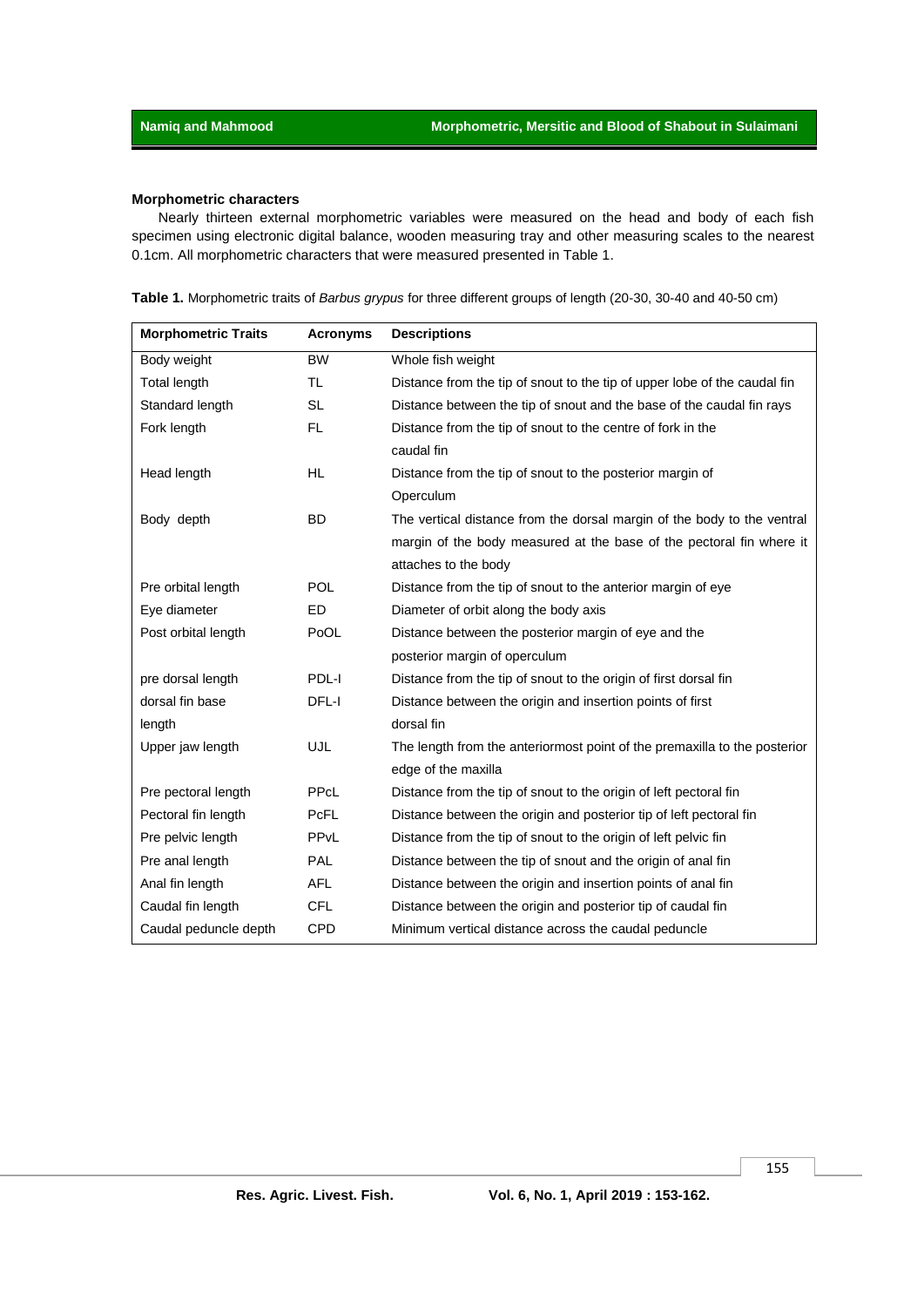### Morphometric characters

Nearly thirteen external morphometric variables were measured on the head and body of each fish specimen using electronic digital balance, wooden measuring tray and other measuring scales to the nearest 0.1cm. All morphometric characters that were measured presented in Table 1.

**Table 1.** Morphometric traits of *Barbus grypus* for three different groups of length (20-30, 30-40 and 40-50 cm)

| Morphometric Traits | Acronyms | Descriptions |
|---|---|---|
| Body weight | BW | Whole fish weight |
| Total length | TL | Distance from the tip of snout to the tip of upper lobe of the caudal fin |
| Standard length | SL | Distance between the tip of snout and the base of the caudal fin rays |
| Fork length | FL | Distance from the tip of snout to the centre of fork in the caudal fin |
| Head length | HL | Distance from the tip of snout to the posterior margin of Operculum |
| Body depth | BD | The vertical distance from the dorsal margin of the body to the ventral margin of the body measured at the base of the pectoral fin where it attaches to the body |
| Pre orbital length | POL | Distance from the tip of snout to the anterior margin of eye |
| Eye diameter | ED | Diameter of orbit along the body axis |
| Post orbital length | PoOL | Distance between the posterior margin of eye and the posterior margin of operculum |
| pre dorsal length | PDL-I | Distance from the tip of snout to the origin of first dorsal fin |
| dorsal fin base length | DFL-I | Distance between the origin and insertion points of first dorsal fin |
| Upper jaw length | UJL | The length from the anteriormost point of the premaxilla to the posterior edge of the maxilla |
| Pre pectoral length | PPcL | Distance from the tip of snout to the origin of left pectoral fin |
| Pectoral fin length | PcFL | Distance between the origin and posterior tip of left pectoral fin |
| Pre pelvic length | PPvL | Distance from the tip of snout to the origin of left pelvic fin |
| Pre anal length | PAL | Distance between the tip of snout and the origin of anal fin |
| Anal fin length | AFL | Distance between the origin and insertion points of anal fin |
| Caudal fin length | CFL | Distance between the origin and posterior tip of caudal fin |
| Caudal peduncle depth | CPD | Minimum vertical distance across the caudal peduncle |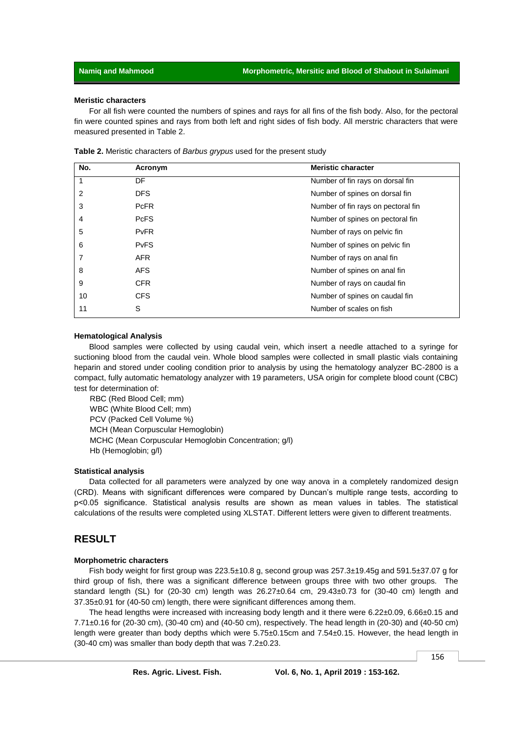### Meristic characters

For all fish were counted the numbers of spines and rays for all fins of the fish body. Also, for the pectoral fin were counted spines and rays from both left and right sides of fish body. All merstric characters that were measured presented in Table 2.

**Table 2.** Meristic characters of *Barbus grypus* used for the present study

| No. | Acronym | Meristic character |
|---|---|---|
| 1 | DF | Number of fin rays on dorsal fin |
| 2 | DFS | Number of spines on dorsal fin |
| 3 | PcFR | Number of fin rays on pectoral fin |
| 4 | PcFS | Number of spines on pectoral fin |
| 5 | PvFR | Number of rays on pelvic fin |
| 6 | PvFS | Number of spines on pelvic fin |
| 7 | AFR | Number of rays on anal fin |
| 8 | AFS | Number of spines on anal fin |
| 9 | CFR | Number of rays on caudal fin |
| 10 | CFS | Number of spines on caudal fin |
| 11 | S | Number of scales on fish |

### Hematological Analysis

Blood samples were collected by using caudal vein, which insert a needle attached to a syringe for suctioning blood from the caudal vein. Whole blood samples were collected in small plastic vials containing heparin and stored under cooling condition prior to analysis by using the hematology analyzer BC-2800 is a compact, fully automatic hematology analyzer with 19 parameters, USA origin for complete blood count (CBC) test for determination of:

RBC (Red Blood Cell; mm)
WBC (White Blood Cell; mm)
PCV (Packed Cell Volume %)
MCH (Mean Corpuscular Hemoglobin)
MCHC (Mean Corpuscular Hemoglobin Concentration; g/l)
Hb (Hemoglobin; g/l)

### Statistical analysis

Data collected for all parameters were analyzed by one way anova in a completely randomized design (CRD). Means with significant differences were compared by Duncan's multiple range tests, according to $p<0.05$ significance. Statistical analysis results are shown as mean values in tables. The statistical calculations of the results were completed using XLSTAT. Different letters were given to different treatments.

## RESULT

### Morphometric characters

Fish body weight for first group was 223.5±10.8 g, second group was 257.3±19.45g and 591.5±37.07 g for third group of fish, there was a significant difference between groups three with two other groups. The standard length (SL) for (20-30 cm) length was 26.27±0.64 cm, 29.43±0.73 for (30-40 cm) length and 37.35±0.91 for (40-50 cm) length, there were significant differences among them.

The head lengths were increased with increasing body length and it there were 6.22±0.09, 6.66±0.15 and 7.71±0.16 for (20-30 cm), (30-40 cm) and (40-50 cm), respectively. The head length in (20-30) and (40-50 cm) length were greater than body depths which were 5.75±0.15cm and 7.54±0.15. However, the head length in (30-40 cm) was smaller than body depth that was 7.2±0.23.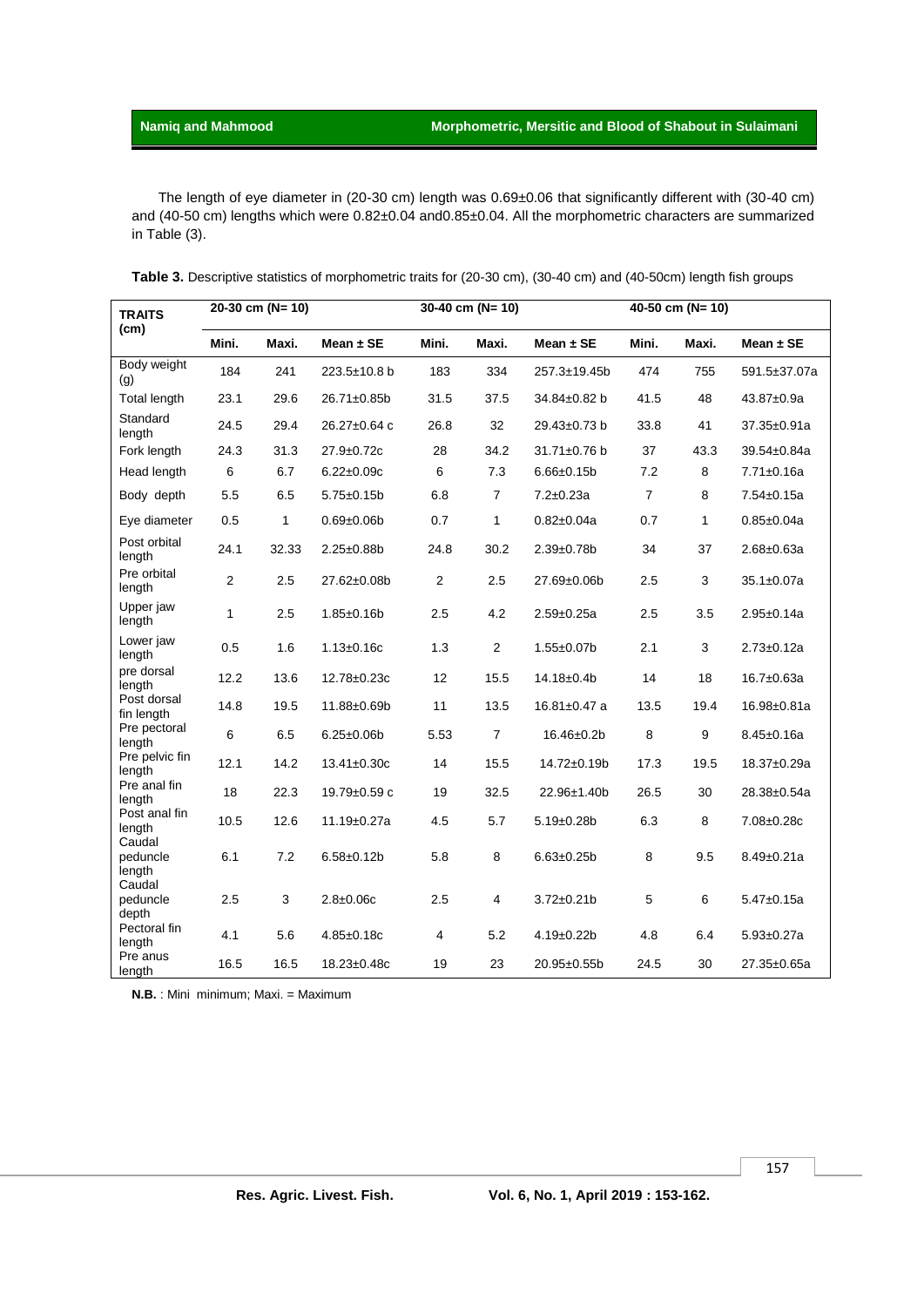The length of eye diameter in (20-30 cm) length was 0.69±0.06 that significantly different with (30-40 cm) and (40-50 cm) lengths which were 0.82±0.04 and0.85±0.04. All the morphometric characters are summarized in Table (3).

**Table 3.** Descriptive statistics of morphometric traits for (20-30 cm), (30-40 cm) and (40-50cm) length fish groups

| TRAITS (cm) | 20-30 cm (N= 10) | | | 30-40 cm (N= 10) | | | 40-50 cm (N= 10) | | |
|---|---|---|---|---|---|---|---|---|---|
| | Mini. | Maxi. | Mean ± SE | Mini. | Maxi. | Mean ± SE | Mini. | Maxi. | Mean ± SE |
| Body weight (g) | 184 | 241 | 223.5±10.8 b | 183 | 334 | 257.3±19.45b | 474 | 755 | 591.5±37.07a |
| Total length | 23.1 | 29.6 | 26.71±0.85b | 31.5 | 37.5 | 34.84±0.82 b | 41.5 | 48 | 43.87±0.9a |
| Standard length | 24.5 | 29.4 | 26.27±0.64 c | 26.8 | 32 | 29.43±0.73 b | 33.8 | 41 | 37.35±0.91a |
| Fork length | 24.3 | 31.3 | 27.9±0.72c | 28 | 34.2 | 31.71±0.76 b | 37 | 43.3 | 39.54±0.84a |
| Head length | 6 | 6.7 | 6.22±0.09c | 6 | 7.3 | 6.66±0.15b | 7.2 | 8 | 7.71±0.16a |
| Body depth | 5.5 | 6.5 | 5.75±0.15b | 6.8 | 7 | 7.2±0.23a | 7 | 8 | 7.54±0.15a |
| Eye diameter | 0.5 | 1 | 0.69±0.06b | 0.7 | 1 | 0.82±0.04a | 0.7 | 1 | 0.85±0.04a |
| Post orbital length | 24.1 | 32.33 | 2.25±0.88b | 24.8 | 30.2 | 2.39±0.78b | 34 | 37 | 2.68±0.63a |
| Pre orbital length | 2 | 2.5 | 27.62±0.08b | 2 | 2.5 | 27.69±0.06b | 2.5 | 3 | 35.1±0.07a |
| Upper jaw length | 1 | 2.5 | 1.85±0.16b | 2.5 | 4.2 | 2.59±0.25a | 2.5 | 3.5 | 2.95±0.14a |
| Lower jaw length | 0.5 | 1.6 | 1.13±0.16c | 1.3 | 2 | 1.55±0.07b | 2.1 | 3 | 2.73±0.12a |
| pre dorsal length | 12.2 | 13.6 | 12.78±0.23c | 12 | 15.5 | 14.18±0.4b | 14 | 18 | 16.7±0.63a |
| Post dorsal fin length | 14.8 | 19.5 | 11.88±0.69b | 11 | 13.5 | 16.81±0.47 a | 13.5 | 19.4 | 16.98±0.81a |
| Pre pectoral length | 6 | 6.5 | 6.25±0.06b | 5.53 | 7 | 16.46±0.2b | 8 | 9 | 8.45±0.16a |
| Pre pelvic fin length | 12.1 | 14.2 | 13.41±0.30c | 14 | 15.5 | 14.72±0.19b | 17.3 | 19.5 | 18.37±0.29a |
| Pre anal fin length | 18 | 22.3 | 19.79±0.59 c | 19 | 32.5 | 22.96±1.40b | 26.5 | 30 | 28.38±0.54a |
| Post anal fin length | 10.5 | 12.6 | 11.19±0.27a | 4.5 | 5.7 | 5.19±0.28b | 6.3 | 8 | 7.08±0.28c |
| Caudal peduncle length | 6.1 | 7.2 | 6.58±0.12b | 5.8 | 8 | 6.63±0.25b | 8 | 9.5 | 8.49±0.21a |
| Caudal peduncle depth | 2.5 | 3 | 2.8±0.06c | 2.5 | 4 | 3.72±0.21b | 5 | 6 | 5.47±0.15a |
| Pectoral fin length | 4.1 | 5.6 | 4.85±0.18c | 4 | 5.2 | 4.19±0.22b | 4.8 | 6.4 | 5.93±0.27a |
| Pre anus length | 16.5 | 16.5 | 18.23±0.48c | 19 | 23 | 20.95±0.55b | 24.5 | 30 | 27.35±0.65a |

**N.B.** : Mini minimum; Maxi. = Maximum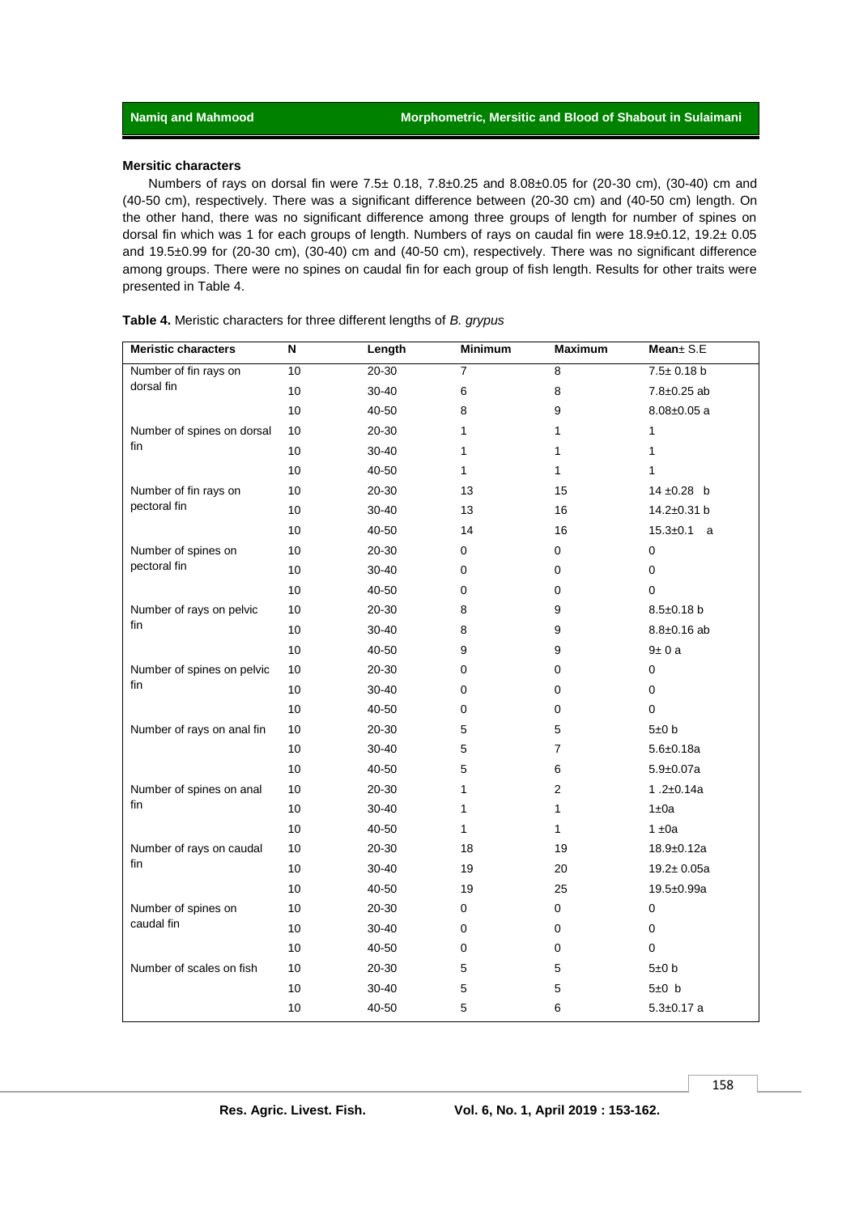### Mersitic characters

Numbers of rays on dorsal fin were 7.5± 0.18, 7.8±0.25 and 8.08±0.05 for (20-30 cm), (30-40) cm and (40-50 cm), respectively. There was a significant difference between (20-30 cm) and (40-50 cm) length. On the other hand, there was no significant difference among three groups of length for number of spines on dorsal fin which was 1 for each groups of length. Numbers of rays on caudal fin were 18.9±0.12, 19.2± 0.05 and 19.5±0.99 for (20-30 cm), (30-40) cm and (40-50 cm), respectively. There was no significant difference among groups. There were no spines on caudal fin for each group of fish length. Results for other traits were presented in Table 4.

**Table 4.** Meristic characters for three different lengths of *B. grypus*

| Meristic characters | N | Length | Minimum | Maximum | Mean± S.E |
|---|---|---|---|---|---|
| Number of fin rays on dorsal fin | 10 | 20-30 | 7 | 8 | 7.5± 0.18 b |
| | 10 | 30-40 | 6 | 8 | 7.8±0.25 ab |
| | 10 | 40-50 | 8 | 9 | 8.08±0.05 a |
| Number of spines on dorsal fin | 10 | 20-30 | 1 | 1 | 1 |
| | 10 | 30-40 | 1 | 1 | 1 |
| | 10 | 40-50 | 1 | 1 | 1 |
| Number of fin rays on pectoral fin | 10 | 20-30 | 13 | 15 | 14 ±0.28 b |
| | 10 | 30-40 | 13 | 16 | 14.2±0.31 b |
| | 10 | 40-50 | 14 | 16 | 15.3±0.1 a |
| Number of spines on pectoral fin | 10 | 20-30 | 0 | 0 | 0 |
| | 10 | 30-40 | 0 | 0 | 0 |
| | 10 | 40-50 | 0 | 0 | 0 |
| Number of rays on pelvic fin | 10 | 20-30 | 8 | 9 | 8.5±0.18 b |
| | 10 | 30-40 | 8 | 9 | 8.8±0.16 ab |
| | 10 | 40-50 | 9 | 9 | 9± 0 a |
| Number of spines on pelvic fin | 10 | 20-30 | 0 | 0 | 0 |
| | 10 | 30-40 | 0 | 0 | 0 |
| | 10 | 40-50 | 0 | 0 | 0 |
| Number of rays on anal fin | 10 | 20-30 | 5 | 5 | 5±0 b |
| | 10 | 30-40 | 5 | 7 | 5.6±0.18a |
| | 10 | 40-50 | 5 | 6 | 5.9±0.07a |
| Number of spines on anal fin | 10 | 20-30 | 1 | 2 | 1 .2±0.14a |
| | 10 | 30-40 | 1 | 1 | 1±0a |
| | 10 | 40-50 | 1 | 1 | 1 ±0a |
| Number of rays on caudal fin | 10 | 20-30 | 18 | 19 | 18.9±0.12a |
| | 10 | 30-40 | 19 | 20 | 19.2± 0.05a |
| | 10 | 40-50 | 19 | 25 | 19.5±0.99a |
| Number of spines on caudal fin | 10 | 20-30 | 0 | 0 | 0 |
| | 10 | 30-40 | 0 | 0 | 0 |
| | 10 | 40-50 | 0 | 0 | 0 |
| Number of scales on fish | 10 | 20-30 | 5 | 5 | 5±0 b |
| | 10 | 30-40 | 5 | 5 | 5±0 b |
| | 10 | 40-50 | 5 | 6 | 5.3±0.17 a |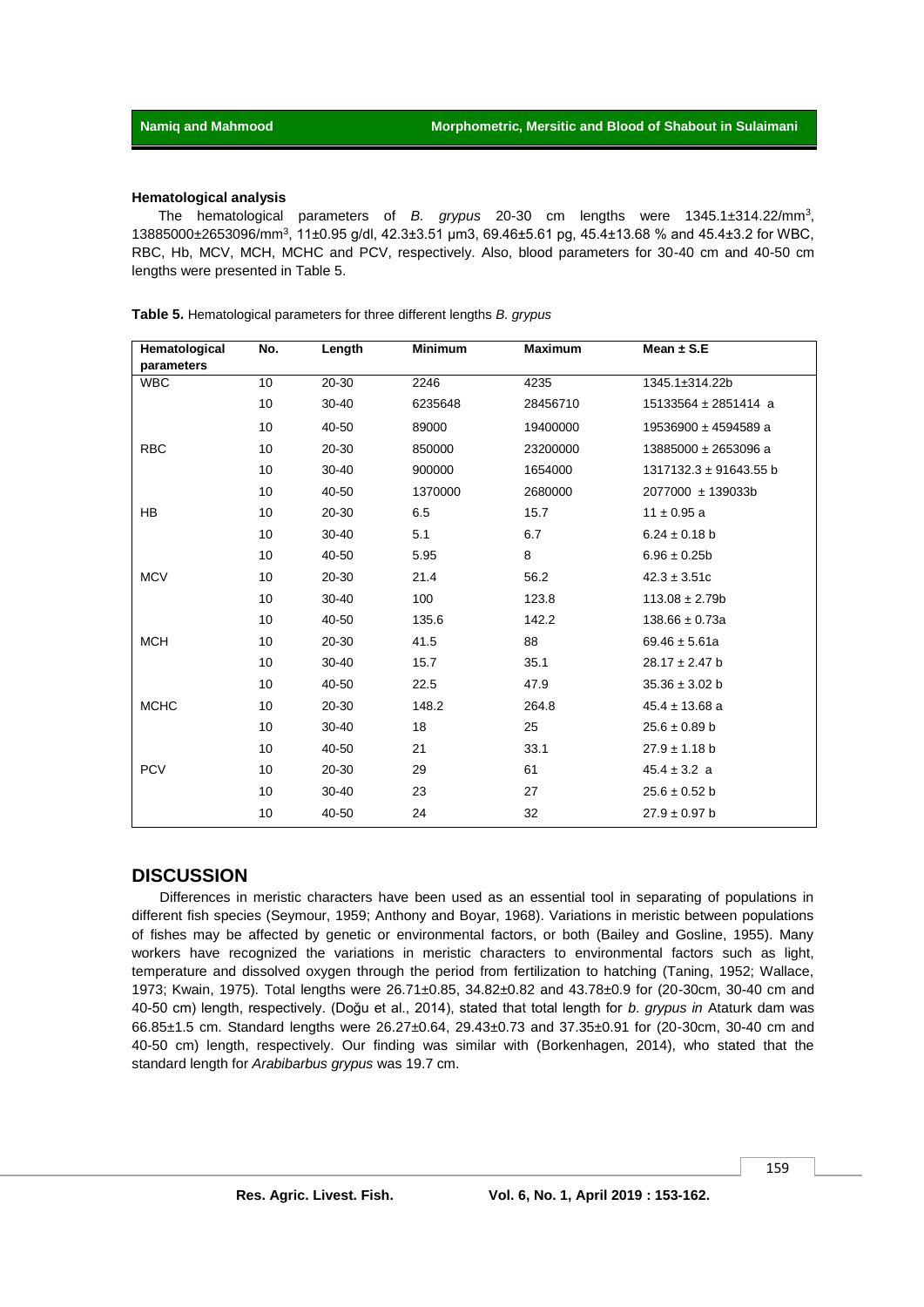### Hematological analysis

The hematological parameters of *B. grypus* 20-30 cm lengths were 1345.1±314.22/mm$^3$, 13885000±2653096/mm$^3$, 11±0.95 g/dl, 42.3±3.51 µm3, 69.46±5.61 pg, 45.4±13.68 % and 45.4±3.2 for WBC, RBC, Hb, MCV, MCH, MCHC and PCV, respectively. Also, blood parameters for 30-40 cm and 40-50 cm lengths were presented in Table 5.

**Table 5.** Hematological parameters for three different lengths *B. grypus*

| Hematological parameters | No. | Length | Minimum | Maximum | Mean ± S.E |
|---|---|---|---|---|---|
| WBC | 10 | 20-30 | 2246 | 4235 | 1345.1±314.22b |
| | 10 | 30-40 | 6235648 | 28456710 | 15133564 ± 2851414 a |
| | 10 | 40-50 | 89000 | 19400000 | 19536900 ± 4594589 a |
| RBC | 10 | 20-30 | 850000 | 23200000 | 13885000 ± 2653096 a |
| | 10 | 30-40 | 900000 | 1654000 | 1317132.3 ± 91643.55 b |
| | 10 | 40-50 | 1370000 | 2680000 | 2077000 ± 139033b |
| HB | 10 | 20-30 | 6.5 | 15.7 | 11 ± 0.95 a |
| | 10 | 30-40 | 5.1 | 6.7 | 6.24 ± 0.18 b |
| | 10 | 40-50 | 5.95 | 8 | 6.96 ± 0.25b |
| MCV | 10 | 20-30 | 21.4 | 56.2 | 42.3 ± 3.51c |
| | 10 | 30-40 | 100 | 123.8 | 113.08 ± 2.79b |
| | 10 | 40-50 | 135.6 | 142.2 | 138.66 ± 0.73a |
| MCH | 10 | 20-30 | 41.5 | 88 | 69.46 ± 5.61a |
| | 10 | 30-40 | 15.7 | 35.1 | 28.17 ± 2.47 b |
| | 10 | 40-50 | 22.5 | 47.9 | 35.36 ± 3.02 b |
| MCHC | 10 | 20-30 | 148.2 | 264.8 | 45.4 ± 13.68 a |
| | 10 | 30-40 | 18 | 25 | 25.6 ± 0.89 b |
| | 10 | 40-50 | 21 | 33.1 | 27.9 ± 1.18 b |
| PCV | 10 | 20-30 | 29 | 61 | 45.4 ± 3.2 a |
| | 10 | 30-40 | 23 | 27 | 25.6 ± 0.52 b |
| | 10 | 40-50 | 24 | 32 | 27.9 ± 0.97 b |

## DISCUSSION

Differences in meristic characters have been used as an essential tool in separating of populations in different fish species (Seymour, 1959; Anthony and Boyar, 1968). Variations in meristic between populations of fishes may be affected by genetic or environmental factors, or both (Bailey and Gosline, 1955). Many workers have recognized the variations in meristic characters to environmental factors such as light, temperature and dissolved oxygen through the period from fertilization to hatching (Taning, 1952; Wallace, 1973; Kwain, 1975). Total lengths were 26.71±0.85, 34.82±0.82 and 43.78±0.9 for (20-30cm, 30-40 cm and 40-50 cm) length, respectively. (Doğu et al., 2014), stated that total length for *b. grypus in* Ataturk dam was 66.85±1.5 cm. Standard lengths were 26.27±0.64, 29.43±0.73 and 37.35±0.91 for (20-30cm, 30-40 cm and 40-50 cm) length, respectively. Our finding was similar with (Borkenhagen, 2014), who stated that the standard length for *Arabibarbus grypus* was 19.7 cm.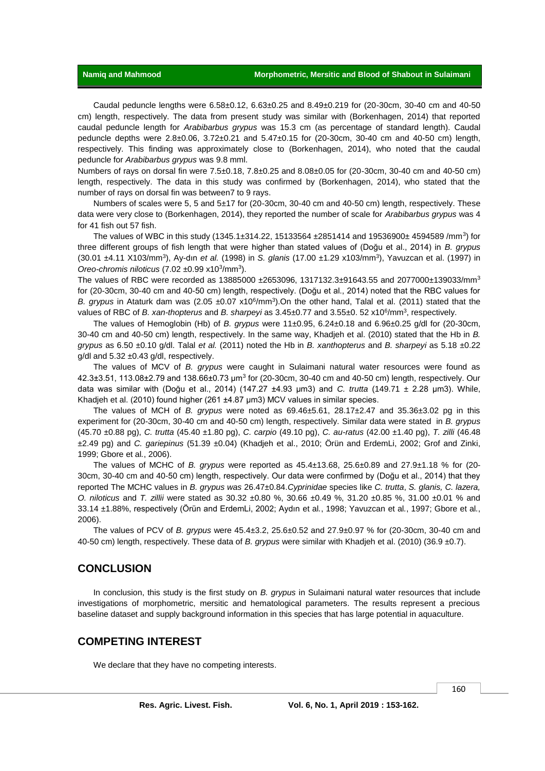Caudal peduncle lengths were 6.58±0.12, 6.63±0.25 and 8.49±0.219 for (20-30cm, 30-40 cm and 40-50 cm) length, respectively. The data from present study was similar with (Borkenhagen, 2014) that reported caudal peduncle length for *Arabibarbus grypus* was 15.3 cm (as percentage of standard length). Caudal peduncle depths were 2.8±0.06, 3.72±0.21 and 5.47±0.15 for (20-30cm, 30-40 cm and 40-50 cm) length, respectively. This finding was approximately close to (Borkenhagen, 2014), who noted that the caudal peduncle for *Arabibarbus grypus* was 9.8 mml.

Numbers of rays on dorsal fin were 7.5±0.18, 7.8±0.25 and 8.08±0.05 for (20-30cm, 30-40 cm and 40-50 cm) length, respectively. The data in this study was confirmed by (Borkenhagen, 2014), who stated that the number of rays on dorsal fin was between7 to 9 rays.

Numbers of scales were 5, 5 and 5±17 for (20-30cm, 30-40 cm and 40-50 cm) length, respectively. These data were very close to (Borkenhagen, 2014), they reported the number of scale for *Arabibarbus grypus* was 4 for 41 fish out 57 fish.

The values of WBC in this study (1345.1±314.22, 15133564 ±2851414 and 19536900± 4594589 /mm$^3$) for three different groups of fish length that were higher than stated values of (Doğu et al., 2014) in *B. grypus* (30.01 ±4.11 X103/mm$^3$), Ay-dın *et al.* (1998) in *S. glanis* (17.00 ±1.29 x103/mm$^3$), Yavuzcan et al. (1997) in *Oreo-chromis niloticus* (7.02 ±0.99 x10$^3$/mm$^3$).

The values of RBC were recorded as 13885000 ±2653096, 1317132.3±91643.55 and 2077000±139033/mm$^3$ for (20-30cm, 30-40 cm and 40-50 cm) length, respectively. (Doğu et al., 2014) noted that the RBC values for *B. grypus* in Ataturk dam was (2.05 ±0.07 x10$^6$/mm$^3$).On the other hand, Talal et al. (2011) stated that the values of RBC of *B. xan-thopterus* and *B. sharpeyi* as 3.45±0.77 and 3.55±0. 52 x10$^6$/mm$^3$, respectively.

The values of Hemoglobin (Hb) of *B. grypus* were 11±0.95, 6.24±0.18 and 6.96±0.25 g/dl for (20-30cm, 30-40 cm and 40-50 cm) length, respectively. In the same way, Khadjeh et al. (2010) stated that the Hb in *B. grypus* as 6.50 ±0.10 g/dl. Talal *et al.* (2011) noted the Hb in *B. xanthopterus* and *B. sharpeyi* as 5.18 ±0.22 g/dl and 5.32 ±0.43 g/dl, respectively.

The values of MCV of *B. grypus* were caught in Sulaimani natural water resources were found as 42.3±3.51, 113.08±2.79 and 138.66±0.73 µm$^3$ for (20-30cm, 30-40 cm and 40-50 cm) length, respectively. Our data was similar with (Doğu et al., 2014) (147.27 ±4.93 µm3) and *C. trutta* (149.71 ± 2.28 µm3). While, Khadjeh et al. (2010) found higher (261 ±4.87 µm3) MCV values in similar species.

The values of MCH of *B. grypus* were noted as 69.46±5.61, 28.17±2.47 and 35.36±3.02 pg in this experiment for (20-30cm, 30-40 cm and 40-50 cm) length, respectively. Similar data were stated in *B. grypus* (45.70 ±0.88 pg), *C. trutta* (45.40 ±1.80 pg), *C. carpio* (49.10 pg), *C. au-ratus* (42.00 ±1.40 pg), *T. zilli* (46.48 ±2.49 pg) and *C. gariepinus* (51.39 ±0.04) (Khadjeh et al., 2010; Örün and ErdemLi, 2002; Grof and Zinki, 1999; Gbore et al., 2006).

The values of MCHC of *B. grypus* were reported as 45.4±13.68, 25.6±0.89 and 27.9±1.18 % for (20-30cm, 30-40 cm and 40-50 cm) length, respectively. Our data were confirmed by (Doğu et al., 2014) that they reported The MCHC values in *B. grypus was* 26.47±0.84.*Cyprinidae* species like *C. trutta*, *S. glanis, C. lazera, O. niloticus* and *T. zillii* were stated as 30.32 ±0.80 %, 30.66 ±0.49 %, 31.20 ±0.85 %, 31.00 ±0.01 % and 33.14 ±1.88%, respectively (Örün and ErdemLi, 2002; Aydın et al., 1998; Yavuzcan et al., 1997; Gbore et al., 2006).

The values of PCV of *B. grypus* were 45.4±3.2, 25.6±0.52 and 27.9±0.97 % for (20-30cm, 30-40 cm and 40-50 cm) length, respectively. These data of *B. grypus* were similar with Khadjeh et al. (2010) (36.9 ±0.7).

## CONCLUSION

In conclusion, this study is the first study on *B. grypus* in Sulaimani natural water resources that include investigations of morphometric, mersitic and hematological parameters. The results represent a precious baseline dataset and supply background information in this species that has large potential in aquaculture.

## COMPETING INTEREST

We declare that they have no competing interests.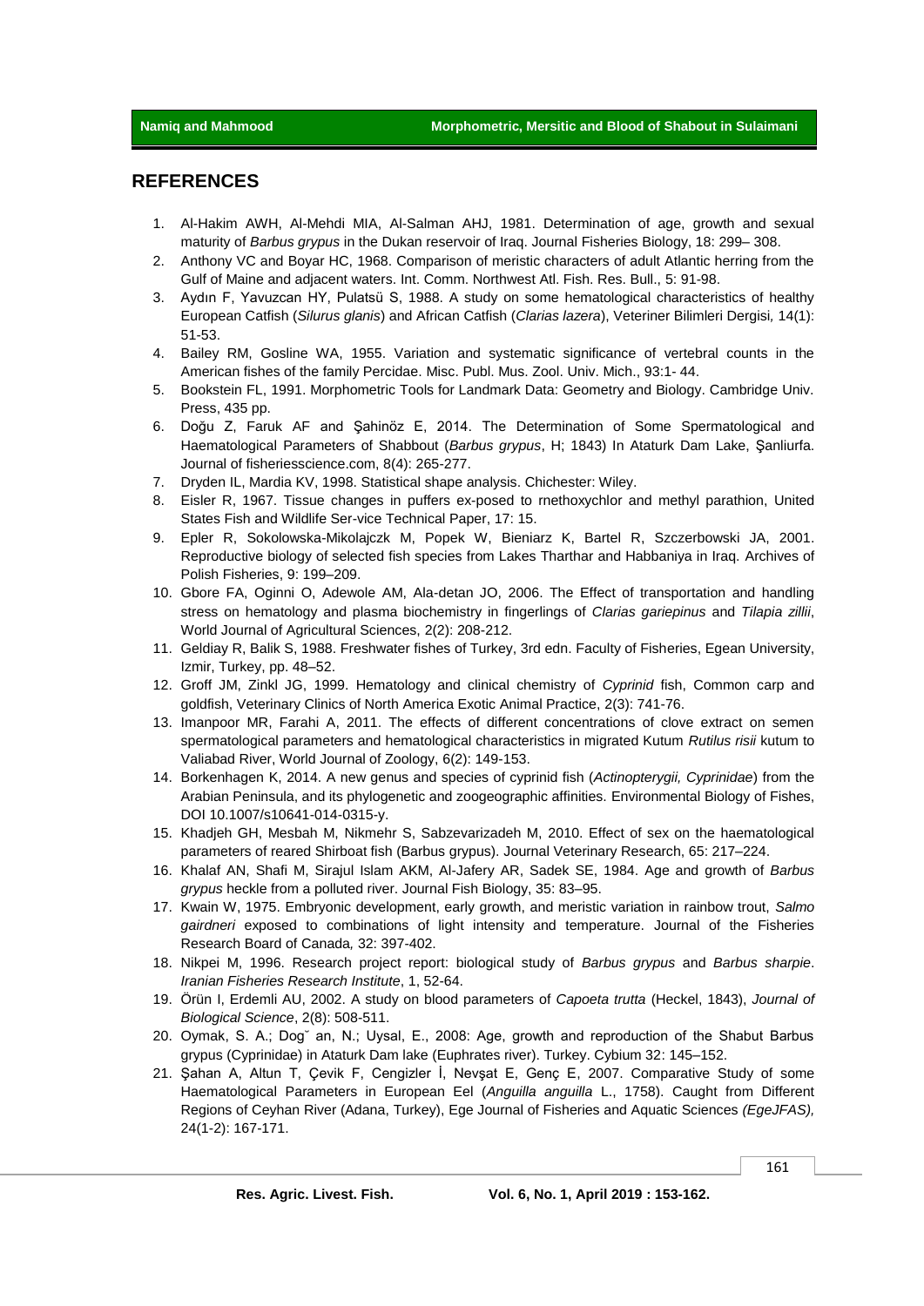## REFERENCES

1. Al-Hakim AWH, Al-Mehdi MIA, Al-Salman AHJ, 1981. Determination of age, growth and sexual maturity of *Barbus grypus* in the Dukan reservoir of Iraq. Journal Fisheries Biology, 18: 299– 308.
2. Anthony VC and Boyar HC, 1968. Comparison of meristic characters of adult Atlantic herring from the Gulf of Maine and adjacent waters. Int. Comm. Northwest Atl. Fish. Res. Bull., 5: 91-98.
3. Aydın F, Yavuzcan HY, Pulatsü S, 1988. A study on some hematological characteristics of healthy European Catfish (*Silurus glanis*) and African Catfish (*Clarias lazera*), Veteriner Bilimleri Dergisi*,* 14(1): 51-53.
4. Bailey RM, Gosline WA, 1955. Variation and systematic significance of vertebral counts in the American fishes of the family Percidae. Misc. Publ. Mus. Zool. Univ. Mich., 93:1- 44.
5. Bookstein FL, 1991. Morphometric Tools for Landmark Data: Geometry and Biology. Cambridge Univ. Press, 435 pp.
6. Doğu Z, Faruk AF and Şahinöz E, 2014. The Determination of Some Spermatological and Haematological Parameters of Shabbout (*Barbus grypus*, H; 1843) In Ataturk Dam Lake, Şanliurfa. Journal of fisheriesscience.com, 8(4): 265-277.
7. Dryden IL, Mardia KV, 1998. Statistical shape analysis. Chichester: Wiley.
8. Eisler R, 1967. Tissue changes in puffers ex-posed to rnethoxychlor and methyl parathion, United States Fish and Wildlife Ser-vice Technical Paper, 17: 15.
9. Epler R, Sokolowska-Mikolajczk M, Popek W, Bieniarz K, Bartel R, Szczerbowski JA, 2001. Reproductive biology of selected fish species from Lakes Tharthar and Habbaniya in Iraq. Archives of Polish Fisheries, 9: 199–209.
10. Gbore FA, Oginni O, Adewole AM, Ala-detan JO, 2006. The Effect of transportation and handling stress on hematology and plasma biochemistry in fingerlings of *Clarias gariepinus* and *Tilapia zillii*, World Journal of Agricultural Sciences, 2(2): 208-212.
11. Geldiay R, Balik S, 1988. Freshwater fishes of Turkey, 3rd edn. Faculty of Fisheries, Egean University, Izmir, Turkey, pp. 48–52.
12. Groff JM, Zinkl JG, 1999. Hematology and clinical chemistry of *Cyprinid* fish, Common carp and goldfish, Veterinary Clinics of North America Exotic Animal Practice, 2(3): 741-76.
13. Imanpoor MR, Farahi A, 2011. The effects of different concentrations of clove extract on semen spermatological parameters and hematological characteristics in migrated Kutum *Rutilus risii* kutum to Valiabad River, World Journal of Zoology, 6(2): 149-153.
14. Borkenhagen K, 2014. A new genus and species of cyprinid fish (*Actinopterygii, Cyprinidae*) from the Arabian Peninsula, and its phylogenetic and zoogeographic affinities. Environmental Biology of Fishes, DOI 10.1007/s10641-014-0315-y.
15. Khadjeh GH, Mesbah M, Nikmehr S, Sabzevarizadeh M, 2010. Effect of sex on the haematological parameters of reared Shirboat fish (Barbus grypus). Journal Veterinary Research, 65: 217–224.
16. Khalaf AN, Shafi M, Sirajul Islam AKM, Al-Jafery AR, Sadek SE, 1984. Age and growth of *Barbus grypus* heckle from a polluted river. Journal Fish Biology, 35: 83–95.
17. Kwain W, 1975. Embryonic development, early growth, and meristic variation in rainbow trout, *Salmo gairdneri* exposed to combinations of light intensity and temperature. Journal of the Fisheries Research Board of Canada*,* 32: 397-402.
18. Nikpei M, 1996. Research project report: biological study of *Barbus grypus* and *Barbus sharpie*. *Iranian Fisheries Research Institute*, 1, 52-64.
19. Örün I, Erdemli AU, 2002. A study on blood parameters of *Capoeta trutta* (Heckel, 1843), *Journal of Biological Science*, 2(8): 508-511.
20. Oymak, S. A.; Dog˘ an, N.; Uysal, E., 2008: Age, growth and reproduction of the Shabut Barbus grypus (Cyprinidae) in Ataturk Dam lake (Euphrates river). Turkey. Cybium 32: 145–152.
21. Şahan A, Altun T, Çevik F, Cengizler İ, Nevşat E, Genç E, 2007. Comparative Study of some Haematological Parameters in European Eel (*Anguilla anguilla* L., 1758). Caught from Different Regions of Ceyhan River (Adana, Turkey), Ege Journal of Fisheries and Aquatic Sciences *(EgeJFAS),* 24(1-2): 167-171.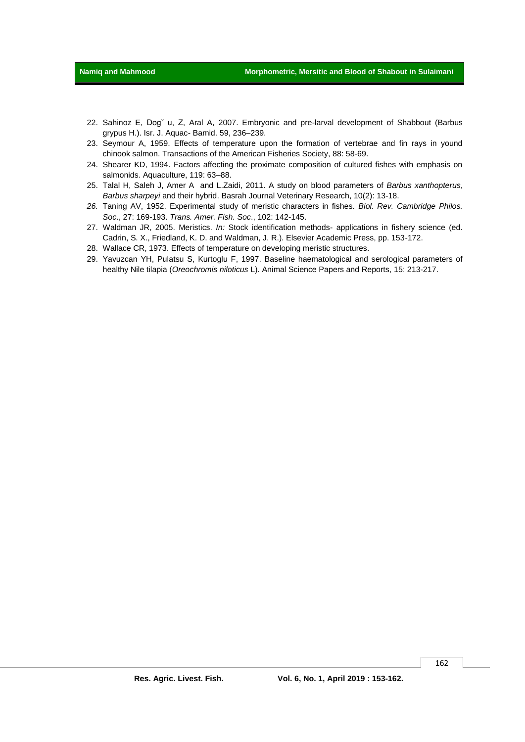22. Sahinoz E, Dog˘ u, Z, Aral A, 2007. Embryonic and pre-larval development of Shabbout (Barbus grypus H.). Isr. J. Aquac- Bamid. 59, 236–239.
23. Seymour A, 1959. Effects of temperature upon the formation of vertebrae and fin rays in yound chinook salmon. Transactions of the American Fisheries Society, 88: 58-69.
24. Shearer KD, 1994. Factors affecting the proximate composition of cultured fishes with emphasis on salmonids. Aquaculture, 119: 63–88.
25. Talal H, Saleh J, Amer A and L.Zaidi, 2011. A study on blood parameters of *Barbus xanthopterus*, *Barbus sharpeyi* and their hybrid. Basrah Journal Veterinary Research, 10(2): 13-18.
26. Taning AV, 1952. Experimental study of meristic characters in fishes. *Biol. Rev. Cambridge Philos. Soc*., 27: 169-193. *Trans. Amer. Fish. Soc*., 102: 142-145.
27. Waldman JR, 2005. Meristics. *In:* Stock identification methods- applications in fishery science (ed. Cadrin, S. X., Friedland, K. D. and Waldman, J. R.). Elsevier Academic Press, pp. 153-172.
28. Wallace CR, 1973. Effects of temperature on developing meristic structures.
29. Yavuzcan YH, Pulatsu S, Kurtoglu F, 1997. Baseline haematological and serological parameters of healthy Nile tilapia (*Oreochromis niloticus* L). Animal Science Papers and Reports, 15: 213-217.